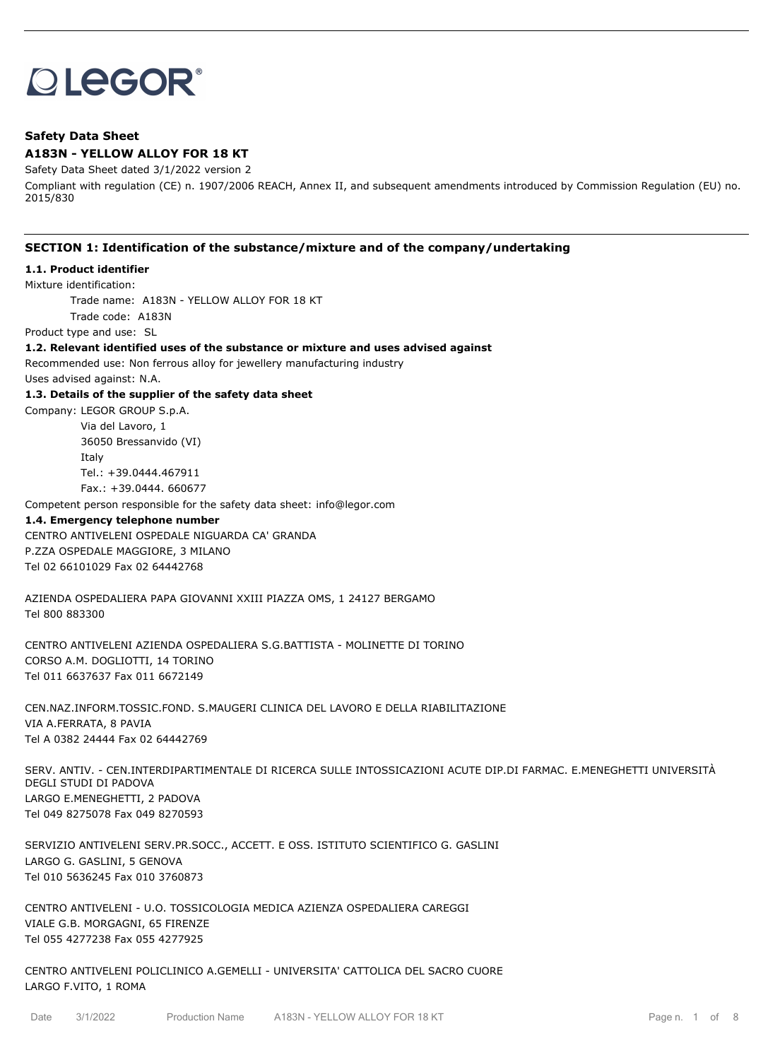LEGOR®

**Safety Data Sheet**

**A183N - YELLOW ALLOY FOR 18 KT**

Safety Data Sheet dated 3/1/2022 version 2

Compliant with regulation (CE) n. 1907/2006 REACH, Annex II, and subsequent amendments introduced by Commission Regulation (EU) no. 2015/830

## SECTION 1: Identification of the substance/mixture and of the company/undertaking

**1.1. Product identifier**

Mixture identification:

Trade name: A183N - YELLOW ALLOY FOR 18 KT

Trade code: A183N

Product type and use: SL

**1.2. Relevant identified uses of the substance or mixture and uses advised against**

Recommended use: Non ferrous alloy for jewellery manufacturing industry

Uses advised against: N.A.

**1.3. Details of the supplier of the safety data sheet**

Company: LEGOR GROUP S.p.A.

Via del Lavoro, 1

36050 Bressanvido (VI)

Italy

Tel.: +39.0444.467911

Fax.: +39.0444. 660677

Competent person responsible for the safety data sheet: info@legor.com

**1.4. Emergency telephone number**

CENTRO ANTIVELENI OSPEDALE NIGUARDA CA' GRANDA
P.ZZA OSPEDALE MAGGIORE, 3 MILANO
Tel 02 66101029 Fax 02 64442768

AZIENDA OSPEDALIERA PAPA GIOVANNI XXIII PIAZZA OMS, 1 24127 BERGAMO
Tel 800 883300

CENTRO ANTIVELENI AZIENDA OSPEDALIERA S.G.BATTISTA - MOLINETTE DI TORINO
CORSO A.M. DOGLIOTTI, 14 TORINO
Tel 011 6637637 Fax 011 6672149

CEN.NAZ.INFORM.TOSSIC.FOND. S.MAUGERI CLINICA DEL LAVORO E DELLA RIABILITAZIONE
VIA A.FERRATA, 8 PAVIA
Tel A 0382 24444 Fax 02 64442769

SERV. ANTIV. - CEN.INTERDIPARTIMENTALE DI RICERCA SULLE INTOSSICAZIONI ACUTE DIP.DI FARMAC. E.MENEGHETTI UNIVERSITÀ DEGLI STUDI DI PADOVA
LARGO E.MENEGHETTI, 2 PADOVA
Tel 049 8275078 Fax 049 8270593

SERVIZIO ANTIVELENI SERV.PR.SOCC., ACCETT. E OSS. ISTITUTO SCIENTIFICO G. GASLINI
LARGO G. GASLINI, 5 GENOVA
Tel 010 5636245 Fax 010 3760873

CENTRO ANTIVELENI - U.O. TOSSICOLOGIA MEDICA AZIENZA OSPEDALIERA CAREGGI
VIALE G.B. MORGAGNI, 65 FIRENZE
Tel 055 4277238 Fax 055 4277925

CENTRO ANTIVELENI POLICLINICO A.GEMELLI - UNIVERSITA' CATTOLICA DEL SACRO CUORE
LARGO F.VITO, 1 ROMA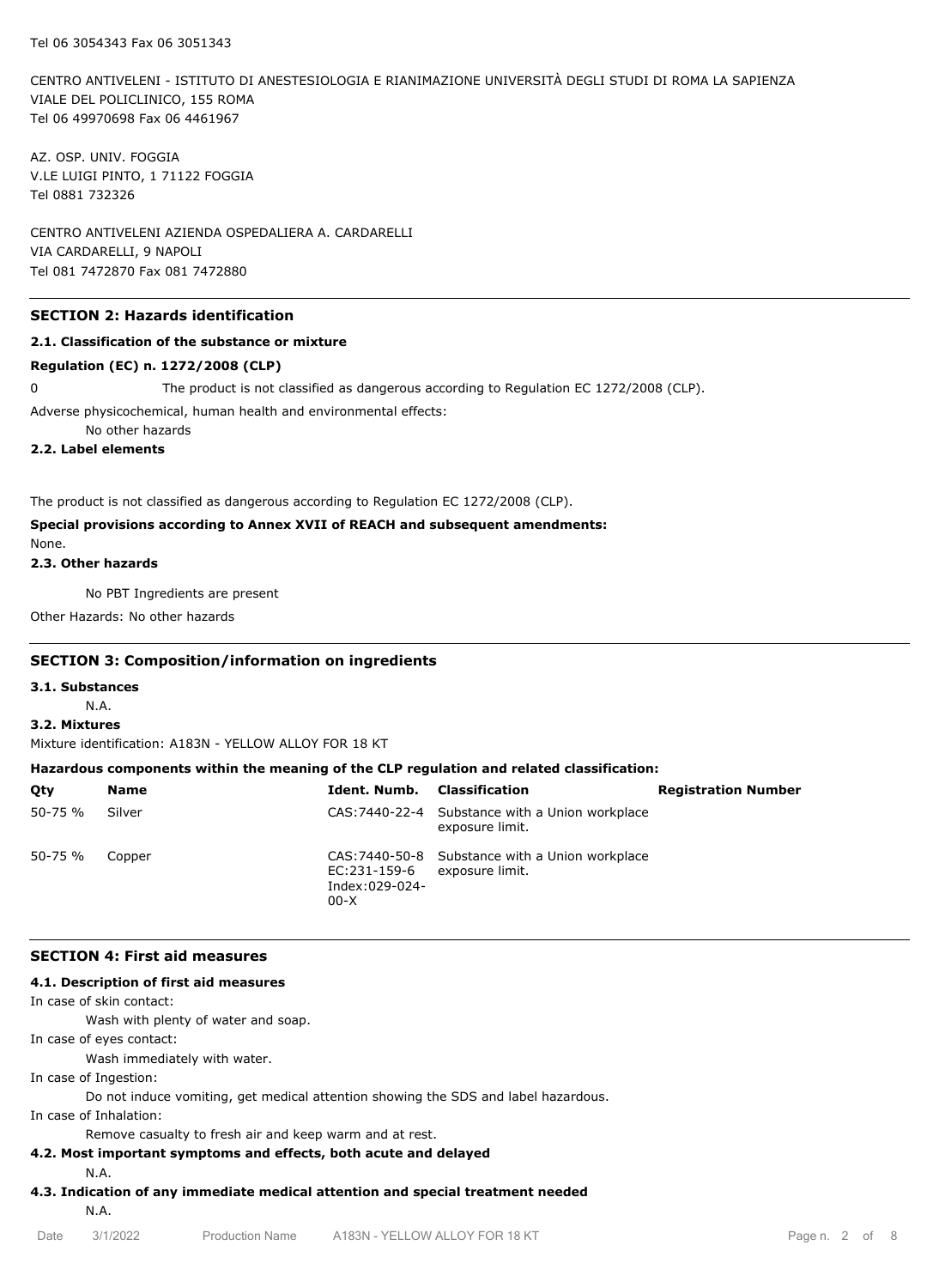Tel 06 3054343 Fax 06 3051343

CENTRO ANTIVELENI - ISTITUTO DI ANESTESIOLOGIA E RIANIMAZIONE UNIVERSITÀ DEGLI STUDI DI ROMA LA SAPIENZA
VIALE DEL POLICLINICO, 155 ROMA
Tel 06 49970698 Fax 06 4461967

AZ. OSP. UNIV. FOGGIA
V.LE LUIGI PINTO, 1 71122 FOGGIA
Tel 0881 732326

CENTRO ANTIVELENI AZIENDA OSPEDALIERA A. CARDARELLI
VIA CARDARELLI, 9 NAPOLI
Tel 081 7472870 Fax 081 7472880

## SECTION 2: Hazards identification

### 2.1. Classification of the substance or mixture

**Regulation (EC) n. 1272/2008 (CLP)**

0 The product is not classified as dangerous according to Regulation EC 1272/2008 (CLP).

Adverse physicochemical, human health and environmental effects:

No other hazards

### 2.2. Label elements

The product is not classified as dangerous according to Regulation EC 1272/2008 (CLP).

**Special provisions according to Annex XVII of REACH and subsequent amendments:**

None.

### 2.3. Other hazards

No PBT Ingredients are present

Other Hazards: No other hazards

## SECTION 3: Composition/information on ingredients

### 3.1. Substances

N.A.

### 3.2. Mixtures

Mixture identification: A183N - YELLOW ALLOY FOR 18 KT

**Hazardous components within the meaning of the CLP regulation and related classification:**

| Qty | Name | Ident. Numb. | Classification | Registration Number |
|---|---|---|---|---|
| 50-75 % | Silver | CAS:7440-22-4 | Substance with a Union workplace exposure limit. | |
| 50-75 % | Copper | CAS:7440-50-8 EC:231-159-6 Index:029-024-00-X | Substance with a Union workplace exposure limit. | |

## SECTION 4: First aid measures

### 4.1. Description of first aid measures

In case of skin contact:

Wash with plenty of water and soap.

In case of eyes contact:

Wash immediately with water.

In case of Ingestion:

Do not induce vomiting, get medical attention showing the SDS and label hazardous.

In case of Inhalation:

Remove casualty to fresh air and keep warm and at rest.

### 4.2. Most important symptoms and effects, both acute and delayed

N.A.

### 4.3. Indication of any immediate medical attention and special treatment needed

N.A.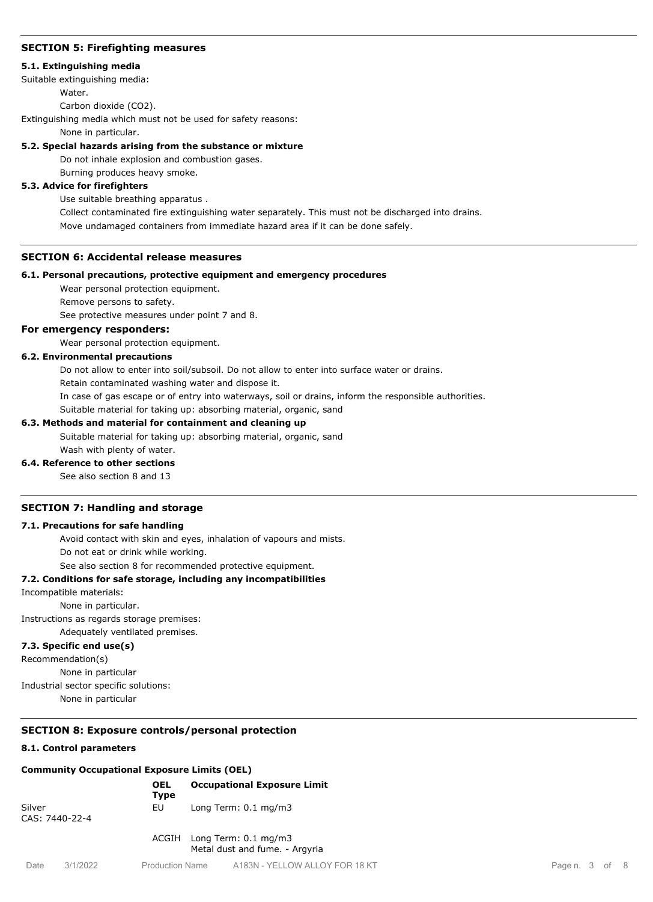## SECTION 5: Firefighting measures

### 5.1. Extinguishing media

Suitable extinguishing media:

Water.

Carbon dioxide ($CO_2$).

Extinguishing media which must not be used for safety reasons:

None in particular.

### 5.2. Special hazards arising from the substance or mixture

Do not inhale explosion and combustion gases.

Burning produces heavy smoke.

### 5.3. Advice for firefighters

Use suitable breathing apparatus .

Collect contaminated fire extinguishing water separately. This must not be discharged into drains.

Move undamaged containers from immediate hazard area if it can be done safely.

## SECTION 6: Accidental release measures

### 6.1. Personal precautions, protective equipment and emergency procedures

Wear personal protection equipment.

Remove persons to safety.

See protective measures under point 7 and 8.

### For emergency responders:

Wear personal protection equipment.

### 6.2. Environmental precautions

Do not allow to enter into soil/subsoil. Do not allow to enter into surface water or drains.

Retain contaminated washing water and dispose it.

In case of gas escape or of entry into waterways, soil or drains, inform the responsible authorities.

Suitable material for taking up: absorbing material, organic, sand

### 6.3. Methods and material for containment and cleaning up

Suitable material for taking up: absorbing material, organic, sand

Wash with plenty of water.

### 6.4. Reference to other sections

See also section 8 and 13

## SECTION 7: Handling and storage

### 7.1. Precautions for safe handling

Avoid contact with skin and eyes, inhalation of vapours and mists.

Do not eat or drink while working.

See also section 8 for recommended protective equipment.

### 7.2. Conditions for safe storage, including any incompatibilities

Incompatible materials:

None in particular.

Instructions as regards storage premises:

Adequately ventilated premises.

### 7.3. Specific end use(s)

Recommendation(s)

None in particular

Industrial sector specific solutions:

None in particular

## SECTION 8: Exposure controls/personal protection

### 8.1. Control parameters

**Community Occupational Exposure Limits (OEL)**

| | OEL Type | Occupational Exposure Limit |
|---|---|---|
| Silver CAS: 7440-22-4 | EU | Long Term: 0.1 mg/m3 |
| | ACGIH | Long Term: 0.1 mg/m3 Metal dust and fume. - Argyria |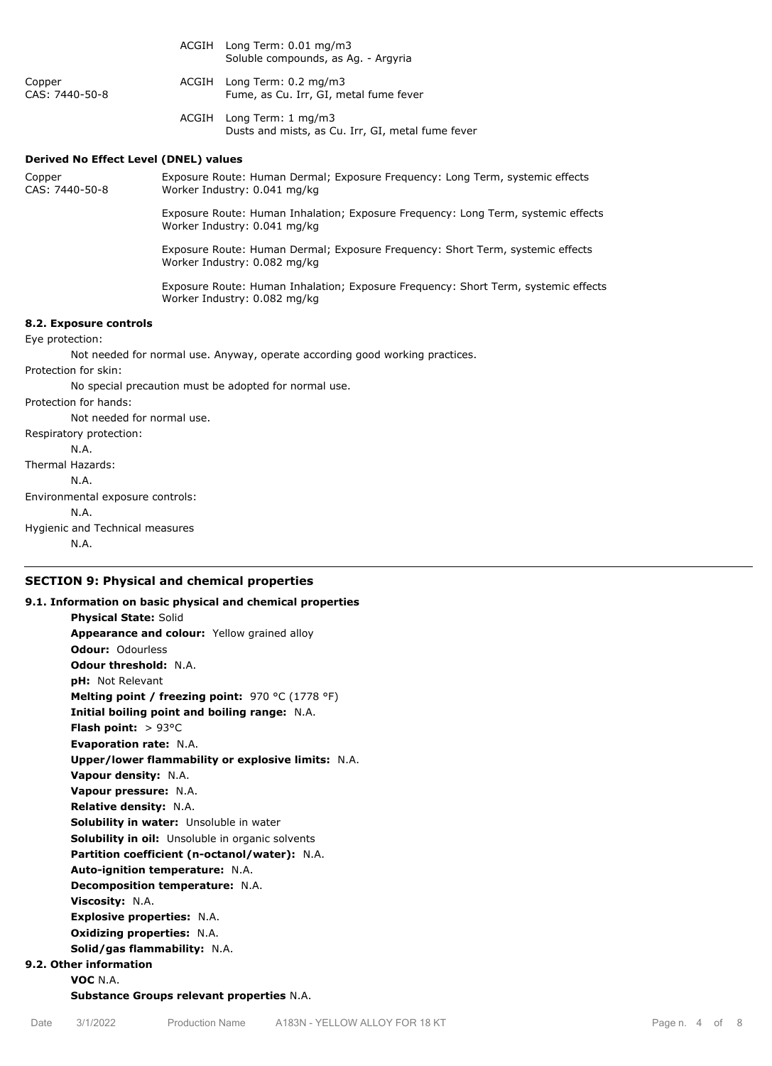| | | |
|---|---|---|
| | ACGIH | Long Term: 0.01 mg/m3<br>Soluble compounds, as Ag. - Argyria |
| Copper<br>CAS: 7440-50-8 | ACGIH | Long Term: 0.2 mg/m3<br>Fume, as Cu. Irr, GI, metal fume fever |
| | ACGIH | Long Term: 1 mg/m3<br>Dusts and mists, as Cu. Irr, GI, metal fume fever |

**Derived No Effect Level (DNEL) values**

| | |
|---|---|
| Copper<br>CAS: 7440-50-8 | Exposure Route: Human Dermal; Exposure Frequency: Long Term, systemic effects<br>Worker Industry: 0.041 mg/kg |
| | Exposure Route: Human Inhalation; Exposure Frequency: Long Term, systemic effects<br>Worker Industry: 0.041 mg/kg |
| | Exposure Route: Human Dermal; Exposure Frequency: Short Term, systemic effects<br>Worker Industry: 0.082 mg/kg |
| | Exposure Route: Human Inhalation; Exposure Frequency: Short Term, systemic effects<br>Worker Industry: 0.082 mg/kg |

**8.2. Exposure controls**

Eye protection:

Not needed for normal use. Anyway, operate according good working practices.

Protection for skin:

No special precaution must be adopted for normal use.

Protection for hands:

Not needed for normal use.

Respiratory protection:

N.A.

Thermal Hazards:

N.A.

Environmental exposure controls:

N.A.

Hygienic and Technical measures

N.A.

## SECTION 9: Physical and chemical properties

**9.1. Information on basic physical and chemical properties**

**Physical State:** Solid
**Appearance and colour:** Yellow grained alloy
**Odour:** Odourless
**Odour threshold:** N.A.
**pH:** Not Relevant
**Melting point / freezing point:** 970 °C (1778 °F)
**Initial boiling point and boiling range:** N.A.
**Flash point:** > 93°C
**Evaporation rate:** N.A.
**Upper/lower flammability or explosive limits:** N.A.
**Vapour density:** N.A.
**Vapour pressure:** N.A.
**Relative density:** N.A.
**Solubility in water:** Unsoluble in water
**Solubility in oil:** Unsoluble in organic solvents
**Partition coefficient (n-octanol/water):** N.A.
**Auto-ignition temperature:** N.A.
**Decomposition temperature:** N.A.
**Viscosity:** N.A.
**Explosive properties:** N.A.
**Oxidizing properties:** N.A.
**Solid/gas flammability:** N.A.

**9.2. Other information**

**VOC** N.A.
**Substance Groups relevant properties** N.A.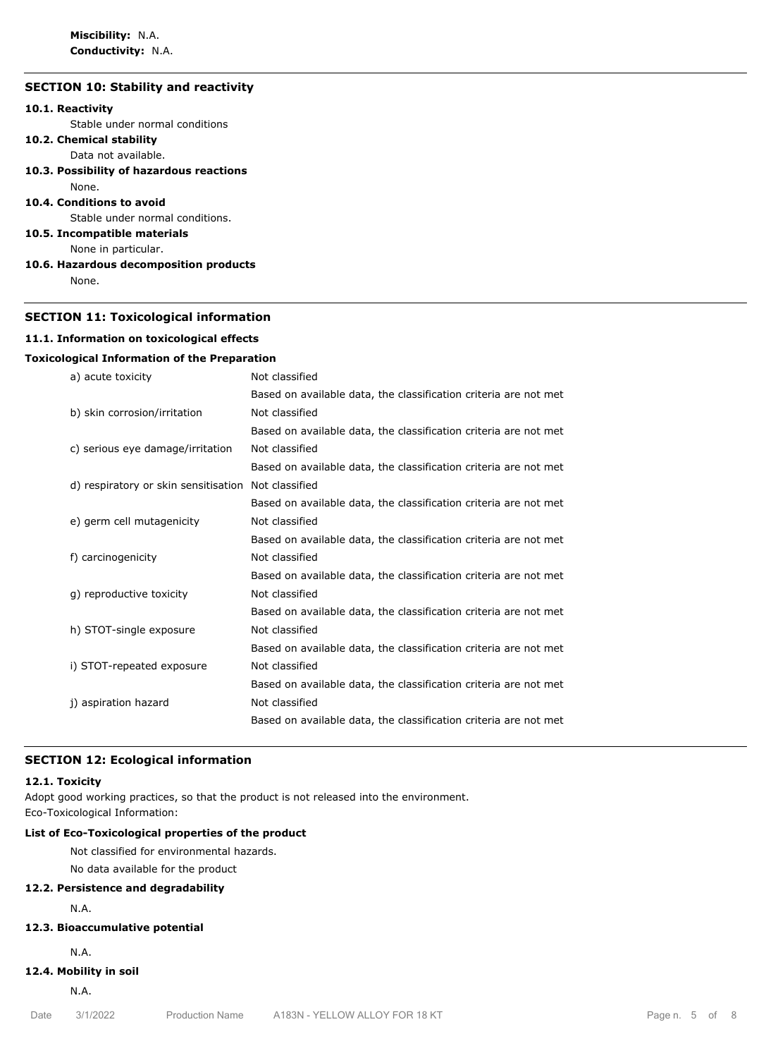**Miscibility:** N.A.
**Conductivity:** N.A.

## SECTION 10: Stability and reactivity

**10.1. Reactivity**

Stable under normal conditions

**10.2. Chemical stability**

Data not available.

**10.3. Possibility of hazardous reactions**

None.

**10.4. Conditions to avoid**

Stable under normal conditions.

**10.5. Incompatible materials**

None in particular.

**10.6. Hazardous decomposition products**

None.

## SECTION 11: Toxicological information

**11.1. Information on toxicological effects**

**Toxicological Information of the Preparation**

| | |
|---|---|
| a) acute toxicity | Not classified |
| | Based on available data, the classification criteria are not met |
| b) skin corrosion/irritation | Not classified |
| | Based on available data, the classification criteria are not met |
| c) serious eye damage/irritation | Not classified |
| | Based on available data, the classification criteria are not met |
| d) respiratory or skin sensitisation | Not classified |
| | Based on available data, the classification criteria are not met |
| e) germ cell mutagenicity | Not classified |
| | Based on available data, the classification criteria are not met |
| f) carcinogenicity | Not classified |
| | Based on available data, the classification criteria are not met |
| g) reproductive toxicity | Not classified |
| | Based on available data, the classification criteria are not met |
| h) STOT-single exposure | Not classified |
| | Based on available data, the classification criteria are not met |
| i) STOT-repeated exposure | Not classified |
| | Based on available data, the classification criteria are not met |
| j) aspiration hazard | Not classified |
| | Based on available data, the classification criteria are not met |

## SECTION 12: Ecological information

**12.1. Toxicity**

Adopt good working practices, so that the product is not released into the environment.
Eco-Toxicological Information:

**List of Eco-Toxicological properties of the product**

Not classified for environmental hazards.
No data available for the product

**12.2. Persistence and degradability**

N.A.

**12.3. Bioaccumulative potential**

N.A.

**12.4. Mobility in soil**

N.A.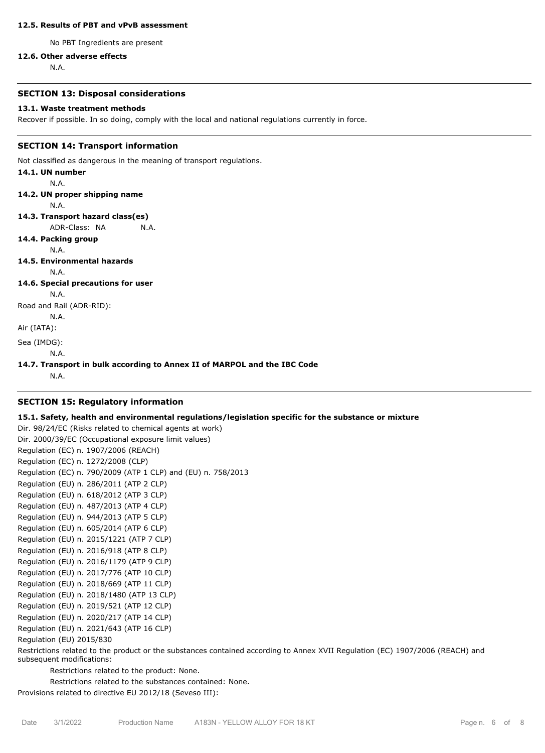### 12.5. Results of PBT and vPvB assessment

No PBT Ingredients are present

### 12.6. Other adverse effects

N.A.

## SECTION 13: Disposal considerations

### 13.1. Waste treatment methods

Recover if possible. In so doing, comply with the local and national regulations currently in force.

## SECTION 14: Transport information

Not classified as dangerous in the meaning of transport regulations.

### 14.1. UN number

N.A.

### 14.2. UN proper shipping name

N.A.

### 14.3. Transport hazard class(es)

ADR-Class: NA N.A.

### 14.4. Packing group

N.A.

### 14.5. Environmental hazards

N.A.

### 14.6. Special precautions for user

N.A.

Road and Rail (ADR-RID):

N.A.

Air (IATA):

Sea (IMDG):

N.A.

### 14.7. Transport in bulk according to Annex II of MARPOL and the IBC Code

N.A.

## SECTION 15: Regulatory information

### 15.1. Safety, health and environmental regulations/legislation specific for the substance or mixture

Dir. 98/24/EC (Risks related to chemical agents at work)
Dir. 2000/39/EC (Occupational exposure limit values)
Regulation (EC) n. 1907/2006 (REACH)
Regulation (EC) n. 1272/2008 (CLP)
Regulation (EC) n. 790/2009 (ATP 1 CLP) and (EU) n. 758/2013
Regulation (EU) n. 286/2011 (ATP 2 CLP)
Regulation (EU) n. 618/2012 (ATP 3 CLP)
Regulation (EU) n. 487/2013 (ATP 4 CLP)
Regulation (EU) n. 944/2013 (ATP 5 CLP)
Regulation (EU) n. 605/2014 (ATP 6 CLP)
Regulation (EU) n. 2015/1221 (ATP 7 CLP)
Regulation (EU) n. 2016/918 (ATP 8 CLP)
Regulation (EU) n. 2016/1179 (ATP 9 CLP)
Regulation (EU) n. 2017/776 (ATP 10 CLP)
Regulation (EU) n. 2018/669 (ATP 11 CLP)
Regulation (EU) n. 2018/1480 (ATP 13 CLP)
Regulation (EU) n. 2019/521 (ATP 12 CLP)
Regulation (EU) n. 2020/217 (ATP 14 CLP)
Regulation (EU) n. 2021/643 (ATP 16 CLP)
Regulation (EU) 2015/830

Restrictions related to the product or the substances contained according to Annex XVII Regulation (EC) 1907/2006 (REACH) and subsequent modifications:

Restrictions related to the product: None.

Restrictions related to the substances contained: None.

Provisions related to directive EU 2012/18 (Seveso III):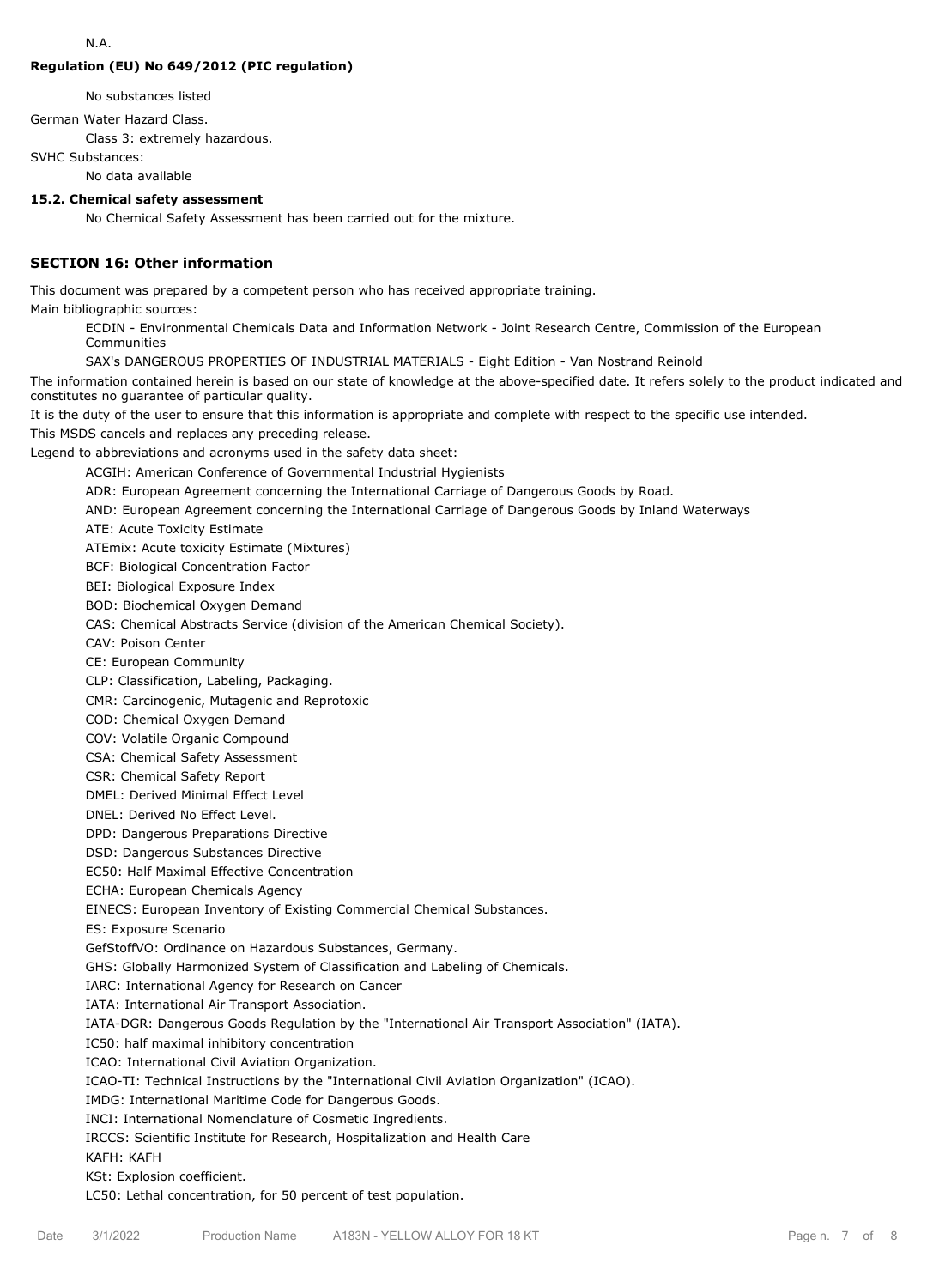N.A.

**Regulation (EU) No 649/2012 (PIC regulation)**

No substances listed

German Water Hazard Class.

Class 3: extremely hazardous.

SVHC Substances:

No data available

**15.2. Chemical safety assessment**

No Chemical Safety Assessment has been carried out for the mixture.

## SECTION 16: Other information

This document was prepared by a competent person who has received appropriate training.

Main bibliographic sources:

ECDIN - Environmental Chemicals Data and Information Network - Joint Research Centre, Commission of the European Communities

SAX's DANGEROUS PROPERTIES OF INDUSTRIAL MATERIALS - Eight Edition - Van Nostrand Reinold

The information contained herein is based on our state of knowledge at the above-specified date. It refers solely to the product indicated and constitutes no guarantee of particular quality.

It is the duty of the user to ensure that this information is appropriate and complete with respect to the specific use intended.

This MSDS cancels and replaces any preceding release.

Legend to abbreviations and acronyms used in the safety data sheet:

ACGIH: American Conference of Governmental Industrial Hygienists

ADR: European Agreement concerning the International Carriage of Dangerous Goods by Road.

AND: European Agreement concerning the International Carriage of Dangerous Goods by Inland Waterways

ATE: Acute Toxicity Estimate

ATEmix: Acute toxicity Estimate (Mixtures)

BCF: Biological Concentration Factor

BEI: Biological Exposure Index

BOD: Biochemical Oxygen Demand

CAS: Chemical Abstracts Service (division of the American Chemical Society).

CAV: Poison Center

CE: European Community

CLP: Classification, Labeling, Packaging.

CMR: Carcinogenic, Mutagenic and Reprotoxic

COD: Chemical Oxygen Demand

COV: Volatile Organic Compound

CSA: Chemical Safety Assessment

CSR: Chemical Safety Report

DMEL: Derived Minimal Effect Level

DNEL: Derived No Effect Level.

DPD: Dangerous Preparations Directive

DSD: Dangerous Substances Directive

EC50: Half Maximal Effective Concentration

ECHA: European Chemicals Agency

EINECS: European Inventory of Existing Commercial Chemical Substances.

ES: Exposure Scenario

GefStoffVO: Ordinance on Hazardous Substances, Germany.

GHS: Globally Harmonized System of Classification and Labeling of Chemicals.

IARC: International Agency for Research on Cancer

IATA: International Air Transport Association.

IATA-DGR: Dangerous Goods Regulation by the "International Air Transport Association" (IATA).

IC50: half maximal inhibitory concentration

ICAO: International Civil Aviation Organization.

ICAO-TI: Technical Instructions by the "International Civil Aviation Organization" (ICAO).

IMDG: International Maritime Code for Dangerous Goods.

INCI: International Nomenclature of Cosmetic Ingredients.

IRCCS: Scientific Institute for Research, Hospitalization and Health Care

KAFH: KAFH

KSt: Explosion coefficient.

LC50: Lethal concentration, for 50 percent of test population.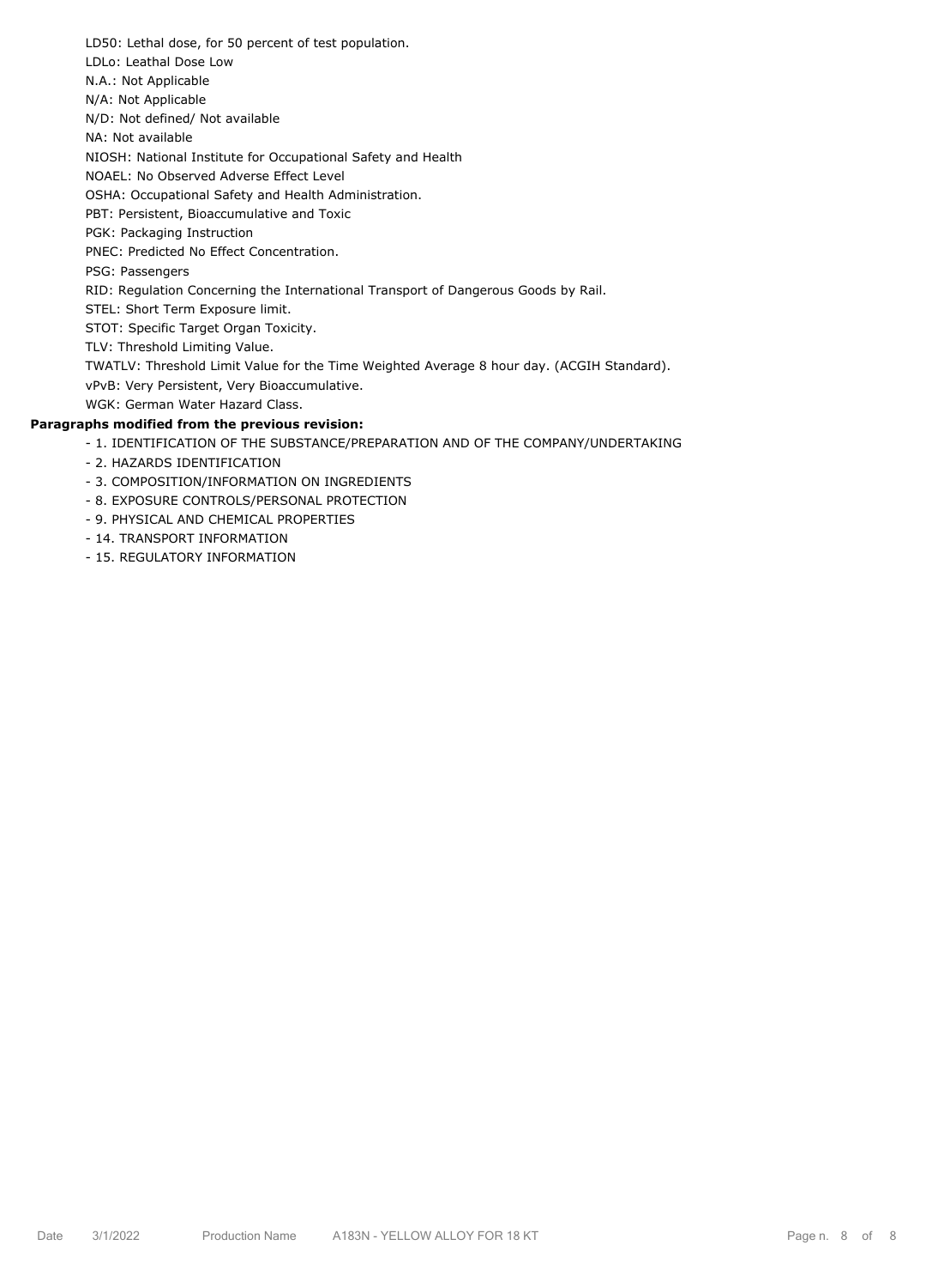LD50: Lethal dose, for 50 percent of test population.

LDLo: Leathal Dose Low

N.A.: Not Applicable

N/A: Not Applicable

N/D: Not defined/ Not available

NA: Not available

NIOSH: National Institute for Occupational Safety and Health

NOAEL: No Observed Adverse Effect Level

OSHA: Occupational Safety and Health Administration.

PBT: Persistent, Bioaccumulative and Toxic

PGK: Packaging Instruction

PNEC: Predicted No Effect Concentration.

PSG: Passengers

RID: Regulation Concerning the International Transport of Dangerous Goods by Rail.

STEL: Short Term Exposure limit.

STOT: Specific Target Organ Toxicity.

TLV: Threshold Limiting Value.

TWATLV: Threshold Limit Value for the Time Weighted Average 8 hour day. (ACGIH Standard).

vPvB: Very Persistent, Very Bioaccumulative.

WGK: German Water Hazard Class.

**Paragraphs modified from the previous revision:**

- 1. IDENTIFICATION OF THE SUBSTANCE/PREPARATION AND OF THE COMPANY/UNDERTAKING
- 2. HAZARDS IDENTIFICATION
- 3. COMPOSITION/INFORMATION ON INGREDIENTS
- 8. EXPOSURE CONTROLS/PERSONAL PROTECTION
- 9. PHYSICAL AND CHEMICAL PROPERTIES
- 14. TRANSPORT INFORMATION
- 15. REGULATORY INFORMATION